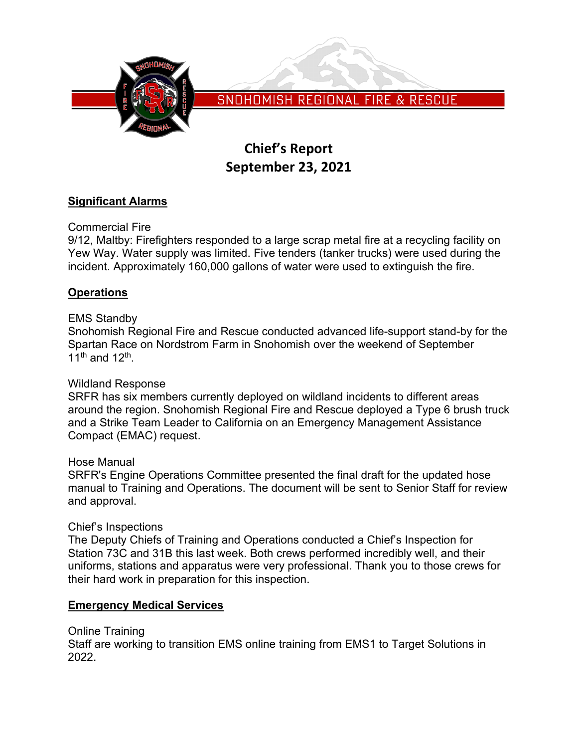SNOHOMISH REGIONAL FIRE & RESCUE

# Chief's Report
# September 23, 2021

## Significant Alarms

Commercial Fire

9/12, Maltby: Firefighters responded to a large scrap metal fire at a recycling facility on Yew Way. Water supply was limited. Five tenders (tanker trucks) were used during the incident. Approximately 160,000 gallons of water were used to extinguish the fire.

## Operations

EMS Standby

Snohomish Regional Fire and Rescue conducted advanced life-support stand-by for the Spartan Race on Nordstrom Farm in Snohomish over the weekend of September 11th and 12th.

Wildland Response

SRFR has six members currently deployed on wildland incidents to different areas around the region. Snohomish Regional Fire and Rescue deployed a Type 6 brush truck and a Strike Team Leader to California on an Emergency Management Assistance Compact (EMAC) request.

Hose Manual

SRFR's Engine Operations Committee presented the final draft for the updated hose manual to Training and Operations. The document will be sent to Senior Staff for review and approval.

Chief's Inspections

The Deputy Chiefs of Training and Operations conducted a Chief's Inspection for Station 73C and 31B this last week. Both crews performed incredibly well, and their uniforms, stations and apparatus were very professional. Thank you to those crews for their hard work in preparation for this inspection.

## Emergency Medical Services

Online Training

Staff are working to transition EMS online training from EMS1 to Target Solutions in 2022.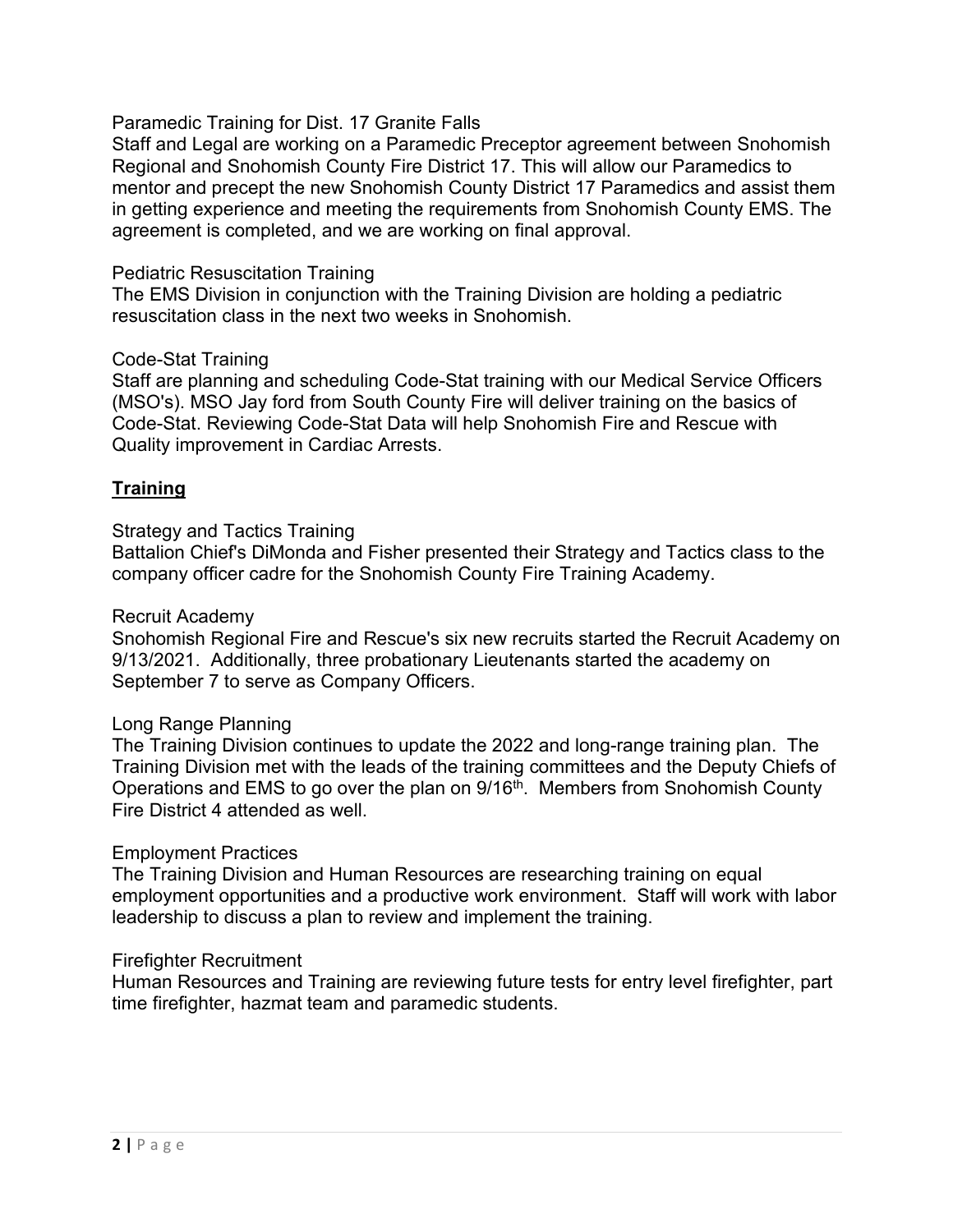Paramedic Training for Dist. 17 Granite Falls

Staff and Legal are working on a Paramedic Preceptor agreement between Snohomish Regional and Snohomish County Fire District 17. This will allow our Paramedics to mentor and precept the new Snohomish County District 17 Paramedics and assist them in getting experience and meeting the requirements from Snohomish County EMS. The agreement is completed, and we are working on final approval.

Pediatric Resuscitation Training

The EMS Division in conjunction with the Training Division are holding a pediatric resuscitation class in the next two weeks in Snohomish.

Code-Stat Training

Staff are planning and scheduling Code-Stat training with our Medical Service Officers (MSO's). MSO Jay ford from South County Fire will deliver training on the basics of Code-Stat. Reviewing Code-Stat Data will help Snohomish Fire and Rescue with Quality improvement in Cardiac Arrests.

## **Training**

Strategy and Tactics Training

Battalion Chief's DiMonda and Fisher presented their Strategy and Tactics class to the company officer cadre for the Snohomish County Fire Training Academy.

Recruit Academy

Snohomish Regional Fire and Rescue's six new recruits started the Recruit Academy on 9/13/2021. Additionally, three probationary Lieutenants started the academy on September 7 to serve as Company Officers.

Long Range Planning

The Training Division continues to update the 2022 and long-range training plan. The Training Division met with the leads of the training committees and the Deputy Chiefs of Operations and EMS to go over the plan on 9/16th. Members from Snohomish County Fire District 4 attended as well.

Employment Practices

The Training Division and Human Resources are researching training on equal employment opportunities and a productive work environment. Staff will work with labor leadership to discuss a plan to review and implement the training.

Firefighter Recruitment

Human Resources and Training are reviewing future tests for entry level firefighter, part time firefighter, hazmat team and paramedic students.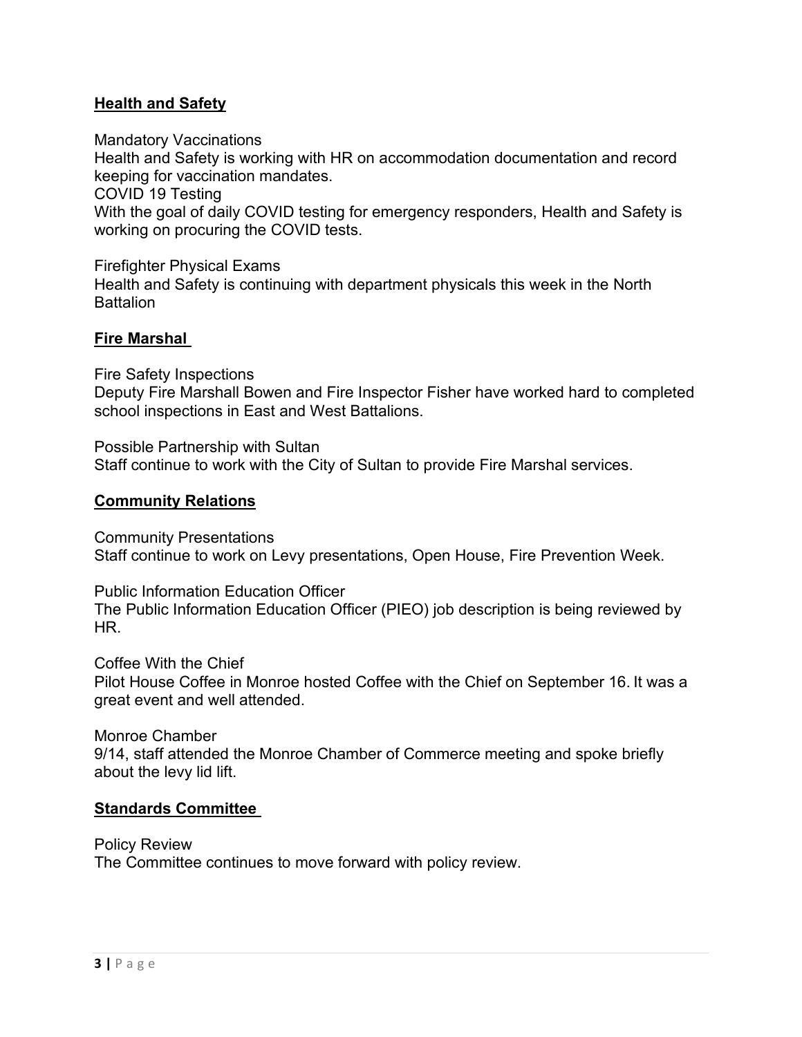## **Health and Safety**

Mandatory Vaccinations
Health and Safety is working with HR on accommodation documentation and record keeping for vaccination mandates.
COVID 19 Testing
With the goal of daily COVID testing for emergency responders, Health and Safety is working on procuring the COVID tests.

Firefighter Physical Exams
Health and Safety is continuing with department physicals this week in the North Battalion

## **Fire Marshal**

Fire Safety Inspections
Deputy Fire Marshall Bowen and Fire Inspector Fisher have worked hard to completed school inspections in East and West Battalions.

Possible Partnership with Sultan
Staff continue to work with the City of Sultan to provide Fire Marshal services.

## **Community Relations**

Community Presentations
Staff continue to work on Levy presentations, Open House, Fire Prevention Week.

Public Information Education Officer
The Public Information Education Officer (PIEO) job description is being reviewed by HR.

Coffee With the Chief
Pilot House Coffee in Monroe hosted Coffee with the Chief on September 16. It was a great event and well attended.

Monroe Chamber
9/14, staff attended the Monroe Chamber of Commerce meeting and spoke briefly about the levy lid lift.

## **Standards Committee**

Policy Review
The Committee continues to move forward with policy review.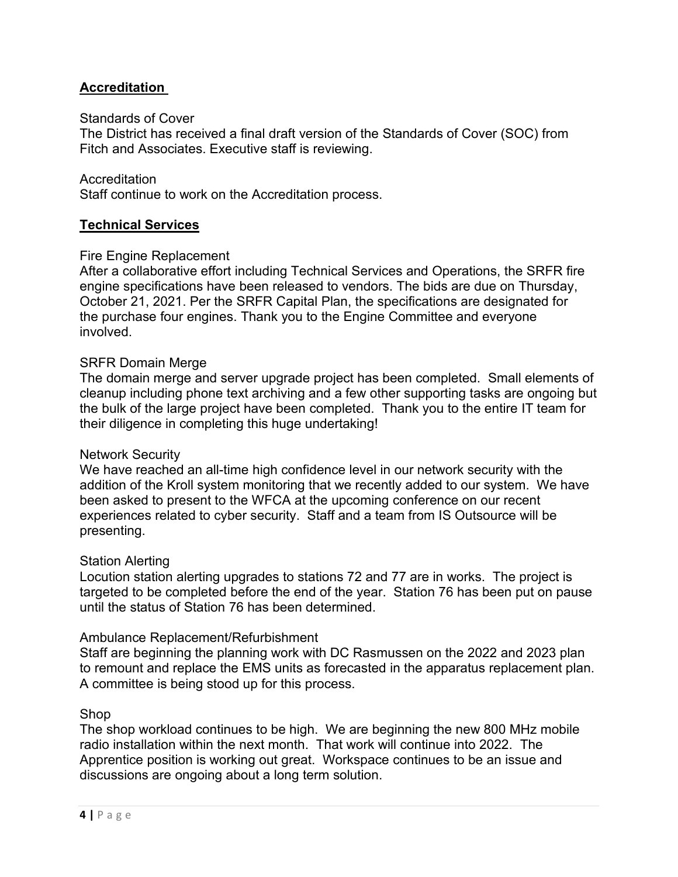## Accreditation

Standards of Cover
The District has received a final draft version of the Standards of Cover (SOC) from Fitch and Associates. Executive staff is reviewing.

Accreditation
Staff continue to work on the Accreditation process.

## Technical Services

Fire Engine Replacement
After a collaborative effort including Technical Services and Operations, the SRFR fire engine specifications have been released to vendors. The bids are due on Thursday, October 21, 2021. Per the SRFR Capital Plan, the specifications are designated for the purchase four engines. Thank you to the Engine Committee and everyone involved.

SRFR Domain Merge
The domain merge and server upgrade project has been completed. Small elements of cleanup including phone text archiving and a few other supporting tasks are ongoing but the bulk of the large project have been completed. Thank you to the entire IT team for their diligence in completing this huge undertaking!

Network Security
We have reached an all-time high confidence level in our network security with the addition of the Kroll system monitoring that we recently added to our system. We have been asked to present to the WFCA at the upcoming conference on our recent experiences related to cyber security. Staff and a team from IS Outsource will be presenting.

Station Alerting
Locution station alerting upgrades to stations 72 and 77 are in works. The project is targeted to be completed before the end of the year. Station 76 has been put on pause until the status of Station 76 has been determined.

Ambulance Replacement/Refurbishment
Staff are beginning the planning work with DC Rasmussen on the 2022 and 2023 plan to remount and replace the EMS units as forecasted in the apparatus replacement plan. A committee is being stood up for this process.

Shop
The shop workload continues to be high. We are beginning the new 800 MHz mobile radio installation within the next month. That work will continue into 2022. The Apprentice position is working out great. Workspace continues to be an issue and discussions are ongoing about a long term solution.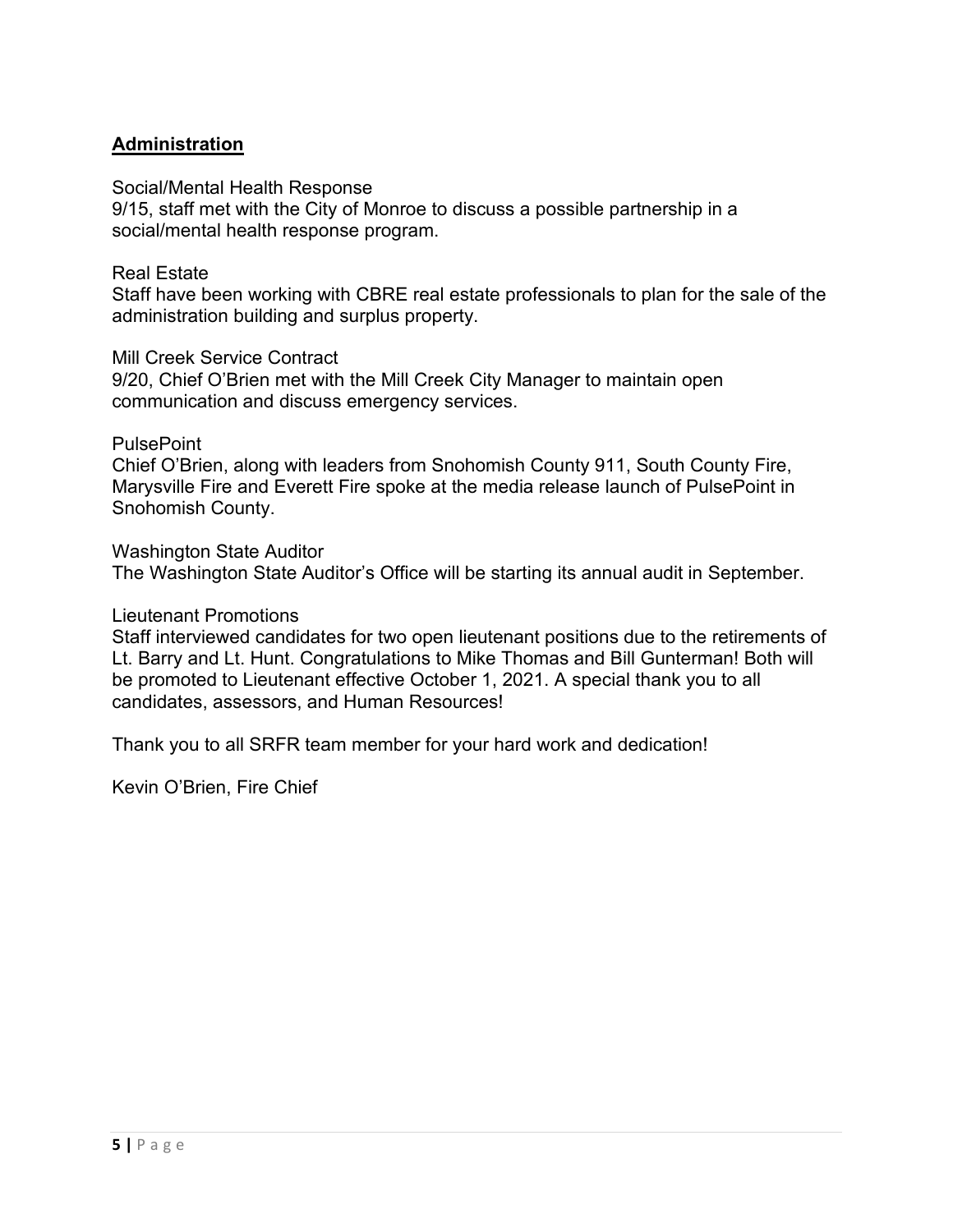## Administration

Social/Mental Health Response
9/15, staff met with the City of Monroe to discuss a possible partnership in a social/mental health response program.

Real Estate
Staff have been working with CBRE real estate professionals to plan for the sale of the administration building and surplus property.

Mill Creek Service Contract
9/20, Chief O'Brien met with the Mill Creek City Manager to maintain open communication and discuss emergency services.

PulsePoint
Chief O'Brien, along with leaders from Snohomish County 911, South County Fire, Marysville Fire and Everett Fire spoke at the media release launch of PulsePoint in Snohomish County.

Washington State Auditor
The Washington State Auditor's Office will be starting its annual audit in September.

Lieutenant Promotions
Staff interviewed candidates for two open lieutenant positions due to the retirements of Lt. Barry and Lt. Hunt. Congratulations to Mike Thomas and Bill Gunterman! Both will be promoted to Lieutenant effective October 1, 2021. A special thank you to all candidates, assessors, and Human Resources!

Thank you to all SRFR team member for your hard work and dedication!

Kevin O'Brien, Fire Chief